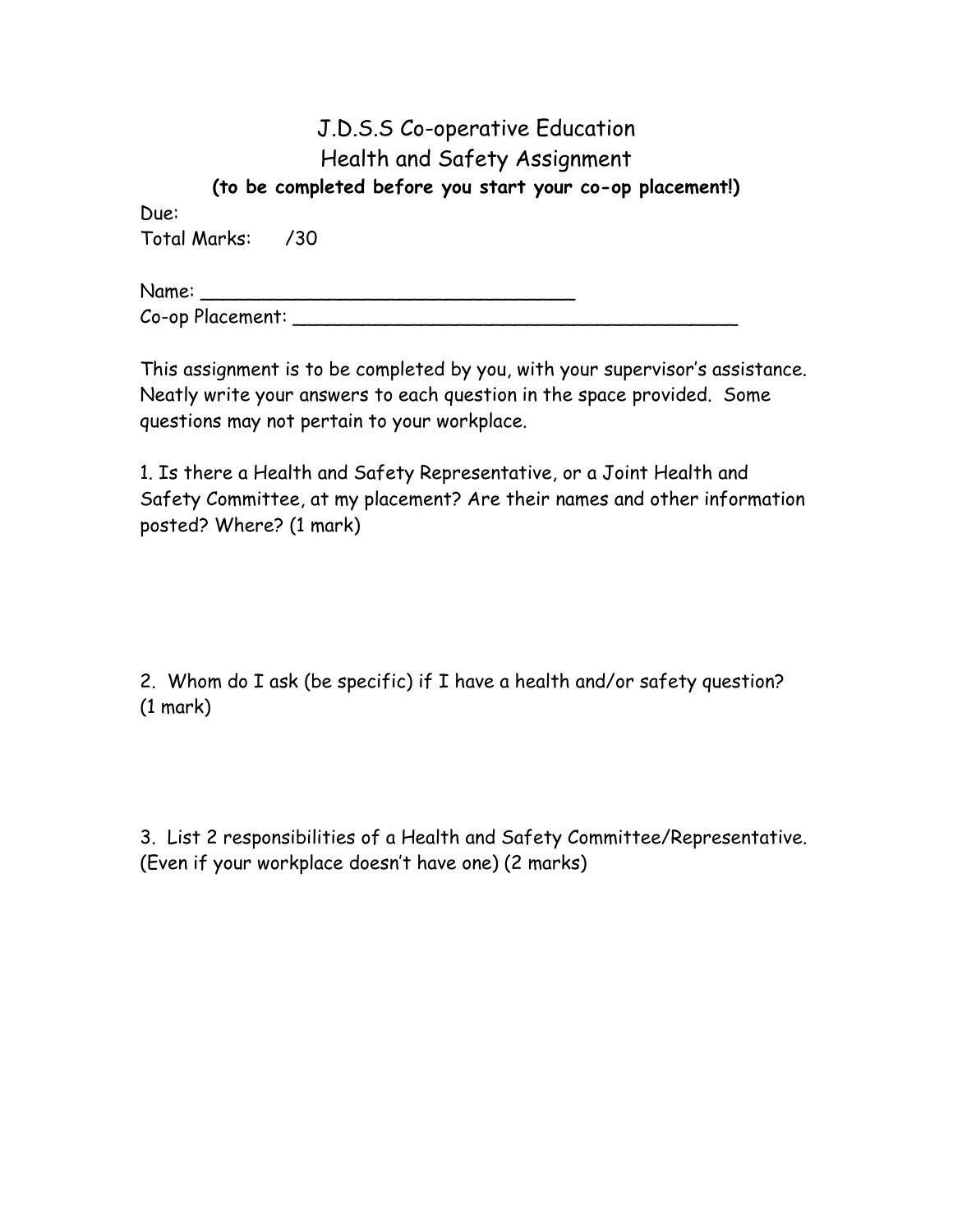# J.D.S.S Co-operative Education
## Health and Safety Assignment

**(to be completed before you start your co-op placement!)**

Due:
Total Marks: /30

Name: _________________________________
Co-op Placement: ________________________________________

This assignment is to be completed by you, with your supervisor's assistance. Neatly write your answers to each question in the space provided. Some questions may not pertain to your workplace.

1. Is there a Health and Safety Representative, or a Joint Health and Safety Committee, at my placement? Are their names and other information posted? Where? (1 mark)

2. Whom do I ask (be specific) if I have a health and/or safety question? (1 mark)

3. List 2 responsibilities of a Health and Safety Committee/Representative. (Even if your workplace doesn't have one) (2 marks)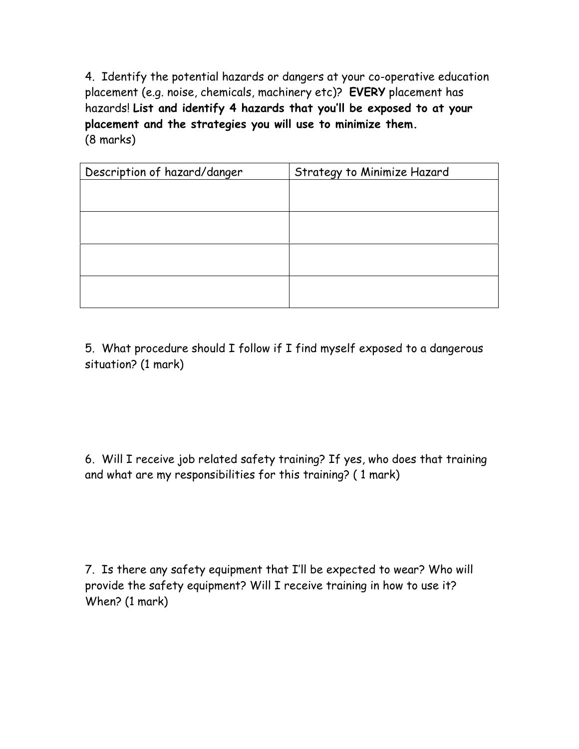4. Identify the potential hazards or dangers at your co-operative education placement (e.g. noise, chemicals, machinery etc)? **EVERY** placement has hazards! **List and identify 4 hazards that you'll be exposed to at your placement and the strategies you will use to minimize them.**
(8 marks)

| Description of hazard/danger | Strategy to Minimize Hazard |
|---|---|
| | |
| | |
| | |
| | |

5. What procedure should I follow if I find myself exposed to a dangerous situation? (1 mark)

6. Will I receive job related safety training? If yes, who does that training and what are my responsibilities for this training? ( 1 mark)

7. Is there any safety equipment that I'll be expected to wear? Who will provide the safety equipment? Will I receive training in how to use it? When? (1 mark)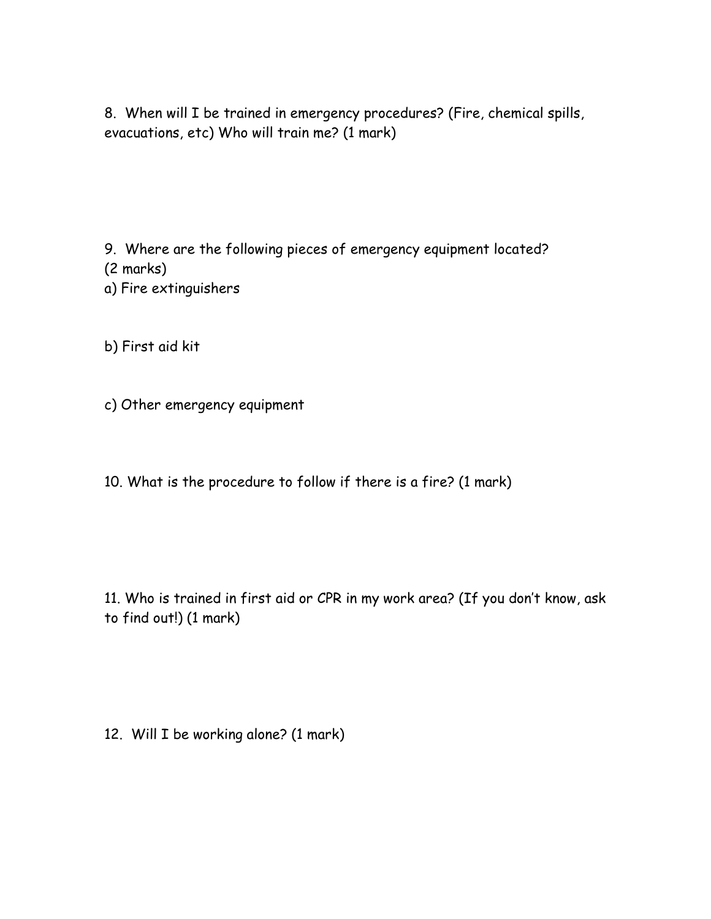8. When will I be trained in emergency procedures? (Fire, chemical spills, evacuations, etc) Who will train me? (1 mark)

9. Where are the following pieces of emergency equipment located? (2 marks)

a) Fire extinguishers

b) First aid kit

c) Other emergency equipment

10. What is the procedure to follow if there is a fire? (1 mark)

11. Who is trained in first aid or CPR in my work area? (If you don't know, ask to find out!) (1 mark)

12. Will I be working alone? (1 mark)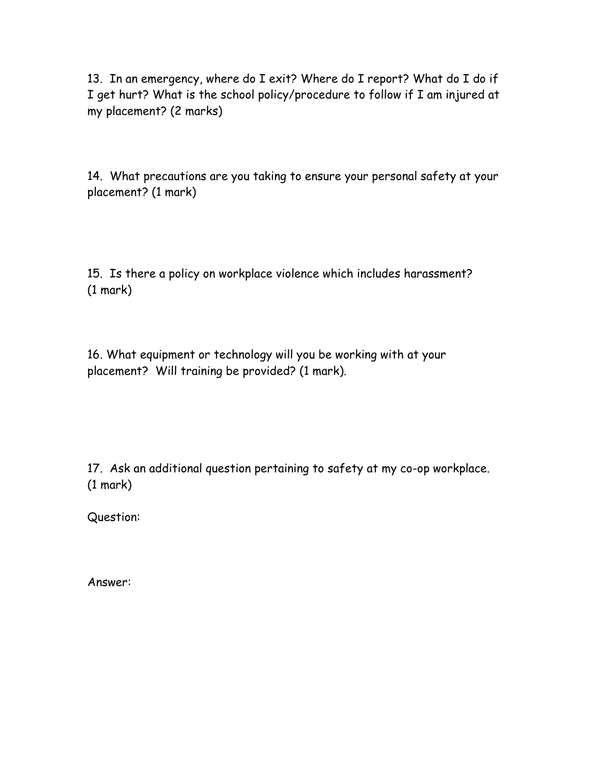13. In an emergency, where do I exit? Where do I report? What do I do if I get hurt? What is the school policy/procedure to follow if I am injured at my placement? (2 marks)

14. What precautions are you taking to ensure your personal safety at your placement? (1 mark)

15. Is there a policy on workplace violence which includes harassment? (1 mark)

16. What equipment or technology will you be working with at your placement? Will training be provided? (1 mark).

17. Ask an additional question pertaining to safety at my co-op workplace. (1 mark)

Question:

Answer: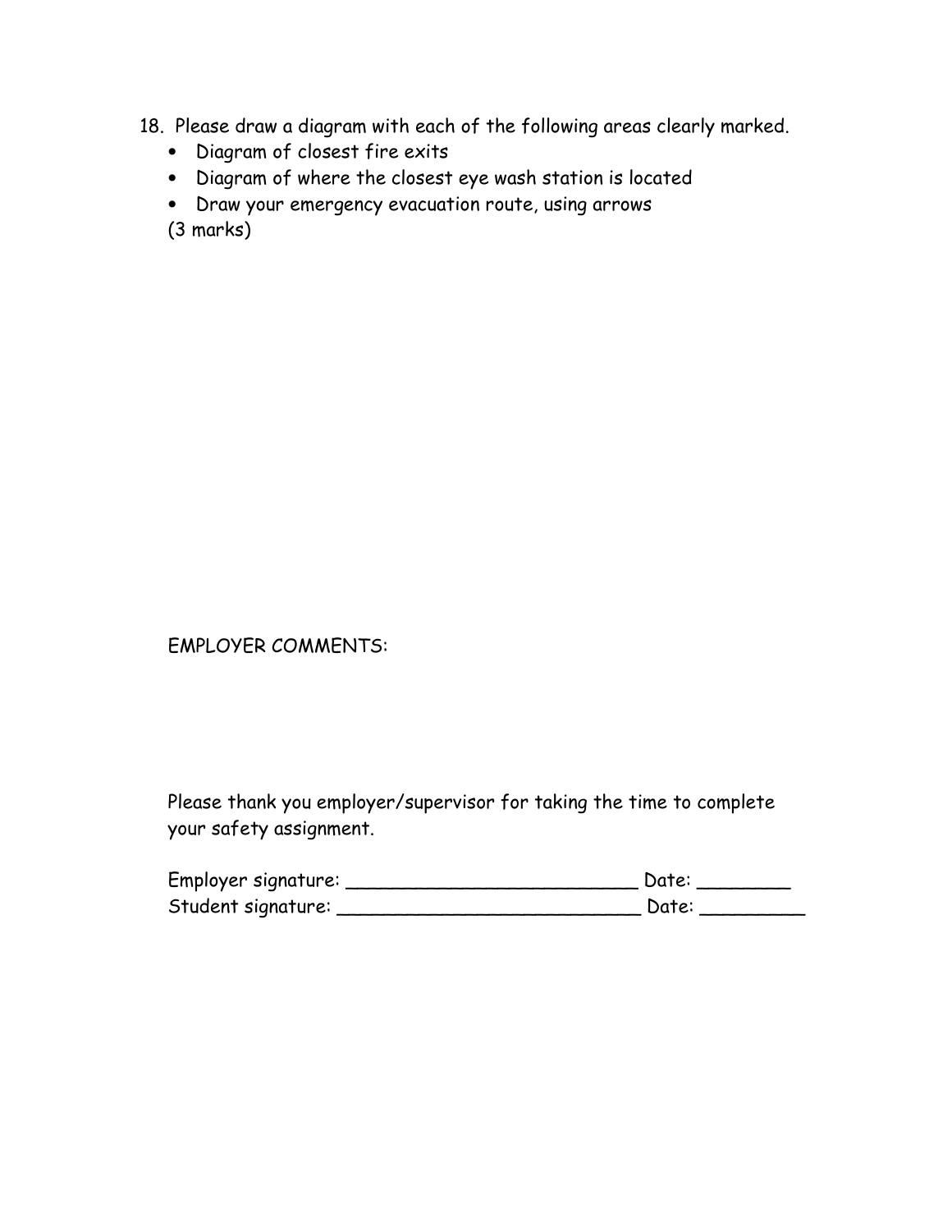18. Please draw a diagram with each of the following areas clearly marked.
    - Diagram of closest fire exits
    - Diagram of where the closest eye wash station is located
    - Draw your emergency evacuation route, using arrows

    (3 marks)

EMPLOYER COMMENTS:

Please thank you employer/supervisor for taking the time to complete your safety assignment.

Employer signature: _________________________ Date: ________

Student signature: __________________________ Date: _________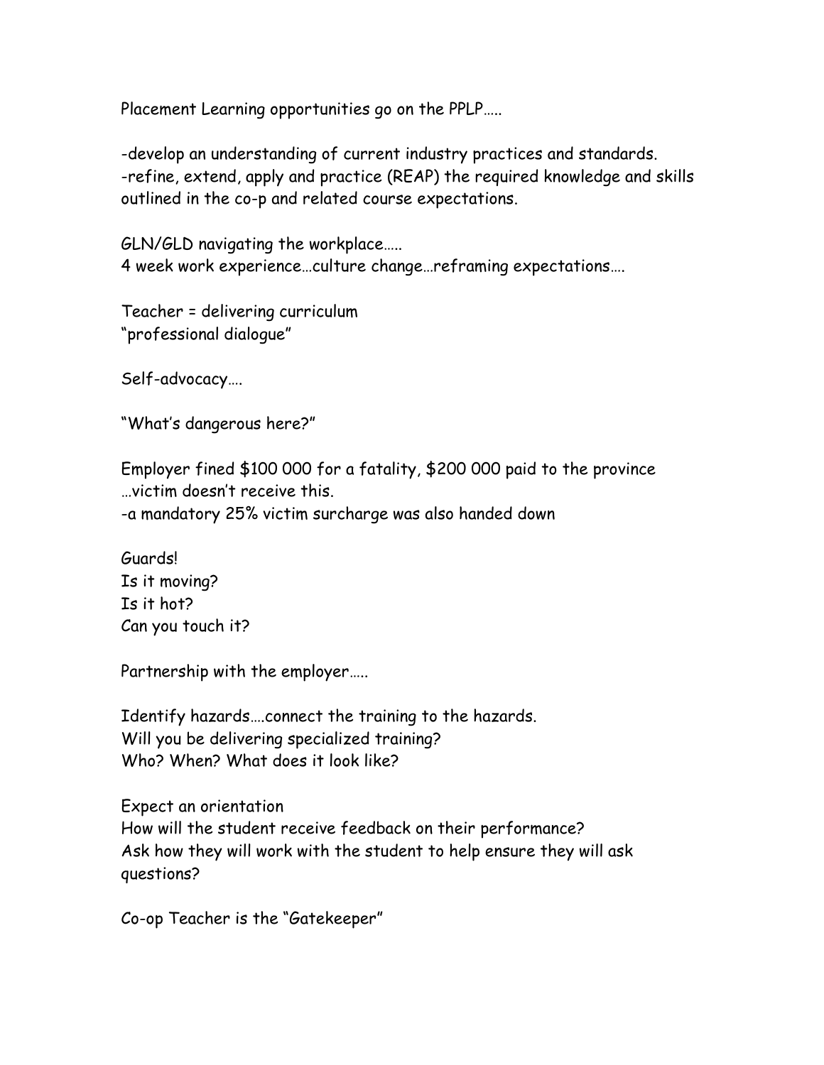Placement Learning opportunities go on the PPLP…..

-develop an understanding of current industry practices and standards.
-refine, extend, apply and practice (REAP) the required knowledge and skills outlined in the co-p and related course expectations.

GLN/GLD navigating the workplace…..
4 week work experience…culture change…reframing expectations….

Teacher = delivering curriculum
"professional dialogue"

Self-advocacy….

"What's dangerous here?"

Employer fined $100 000 for a fatality, $200 000 paid to the province …victim doesn't receive this.
-a mandatory 25% victim surcharge was also handed down

Guards!
Is it moving?
Is it hot?
Can you touch it?

Partnership with the employer…..

Identify hazards….connect the training to the hazards.
Will you be delivering specialized training?
Who? When? What does it look like?

Expect an orientation
How will the student receive feedback on their performance?
Ask how they will work with the student to help ensure they will ask questions?

Co-op Teacher is the "Gatekeeper"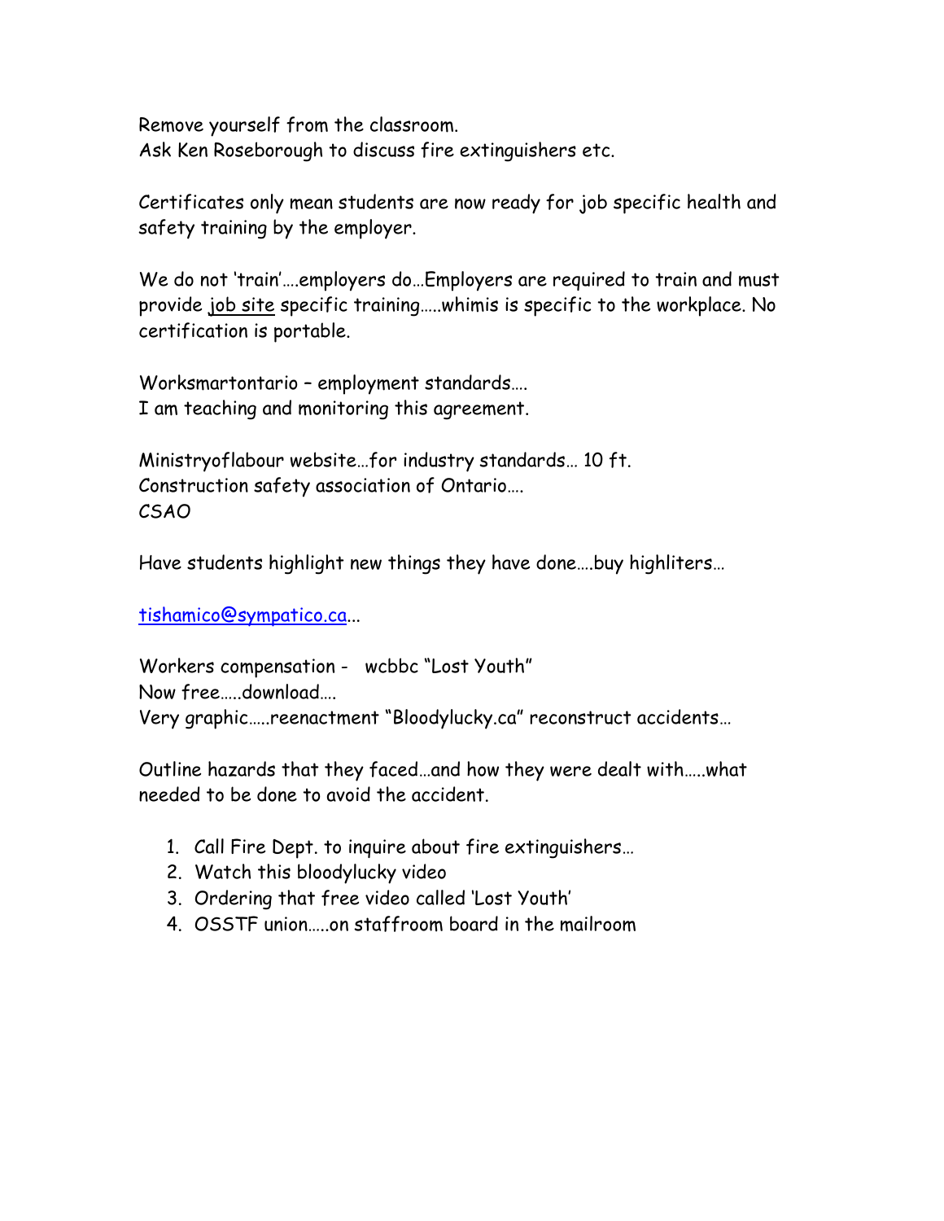Remove yourself from the classroom.
Ask Ken Roseborough to discuss fire extinguishers etc.

Certificates only mean students are now ready for job specific health and safety training by the employer.

We do not 'train'….employers do…Employers are required to train and must provide job site specific training…..whimis is specific to the workplace. No certification is portable.

Worksmartontario – employment standards….
I am teaching and monitoring this agreement.

Ministryoflabour website…for industry standards… 10 ft.
Construction safety association of Ontario….
CSAO

Have students highlight new things they have done….buy highliters…

tishamico@sympatico.ca...

Workers compensation - wcbbc "Lost Youth"
Now free…..download….
Very graphic…..reenactment "Bloodylucky.ca" reconstruct accidents…

Outline hazards that they faced…and how they were dealt with…..what needed to be done to avoid the accident.

1. Call Fire Dept. to inquire about fire extinguishers…
2. Watch this bloodylucky video
3. Ordering that free video called 'Lost Youth'
4. OSSTF union…..on staffroom board in the mailroom